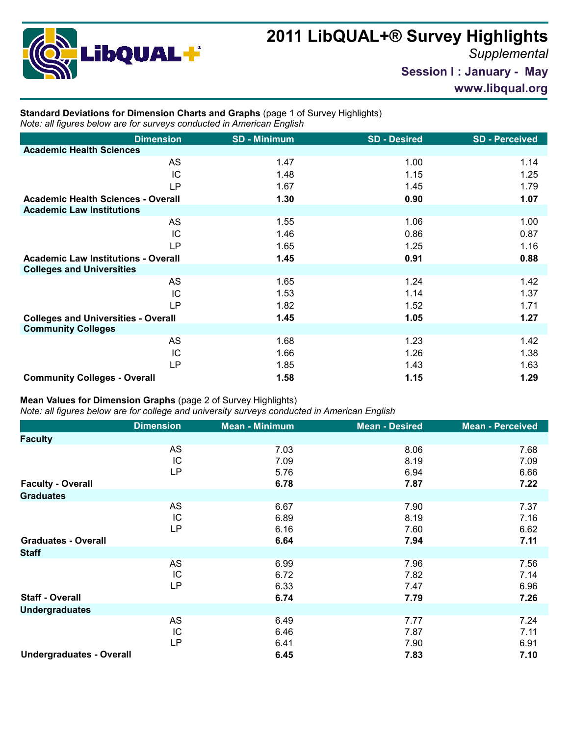# 2011 LibQUAL+® Survey Highlights

*Supplemental*

**Session I : January - May**

**www.libqual.org**

**Standard Deviations for Dimension Charts and Graphs** (page 1 of Survey Highlights)
*Note: all figures below are for surveys conducted in American English*

| Dimension | SD - Minimum | SD - Desired | SD - Perceived |
|---|---|---|---|
| **Academic Health Sciences** | | | |
| AS | 1.47 | 1.00 | 1.14 |
| IC | 1.48 | 1.15 | 1.25 |
| LP | 1.67 | 1.45 | 1.79 |
| **Academic Health Sciences - Overall** | **1.30** | **0.90** | **1.07** |
| **Academic Law Institutions** | | | |
| AS | 1.55 | 1.06 | 1.00 |
| IC | 1.46 | 0.86 | 0.87 |
| LP | 1.65 | 1.25 | 1.16 |
| **Academic Law Institutions - Overall** | **1.45** | **0.91** | **0.88** |
| **Colleges and Universities** | | | |
| AS | 1.65 | 1.24 | 1.42 |
| IC | 1.53 | 1.14 | 1.37 |
| LP | 1.82 | 1.52 | 1.71 |
| **Colleges and Universities - Overall** | **1.45** | **1.05** | **1.27** |
| **Community Colleges** | | | |
| AS | 1.68 | 1.23 | 1.42 |
| IC | 1.66 | 1.26 | 1.38 |
| LP | 1.85 | 1.43 | 1.63 |
| **Community Colleges - Overall** | **1.58** | **1.15** | **1.29** |

**Mean Values for Dimension Graphs** (page 2 of Survey Highlights)
*Note: all figures below are for college and university surveys conducted in American English*

| Dimension | Mean - Minimum | Mean - Desired | Mean - Perceived |
|---|---|---|---|
| **Faculty** | | | |
| AS | 7.03 | 8.06 | 7.68 |
| IC | 7.09 | 8.19 | 7.09 |
| LP | 5.76 | 6.94 | 6.66 |
| **Faculty - Overall** | **6.78** | **7.87** | **7.22** |
| **Graduates** | | | |
| AS | 6.67 | 7.90 | 7.37 |
| IC | 6.89 | 8.19 | 7.16 |
| LP | 6.16 | 7.60 | 6.62 |
| **Graduates - Overall** | **6.64** | **7.94** | **7.11** |
| **Staff** | | | |
| AS | 6.99 | 7.96 | 7.56 |
| IC | 6.72 | 7.82 | 7.14 |
| LP | 6.33 | 7.47 | 6.96 |
| **Staff - Overall** | **6.74** | **7.79** | **7.26** |
| **Undergraduates** | | | |
| AS | 6.49 | 7.77 | 7.24 |
| IC | 6.46 | 7.87 | 7.11 |
| LP | 6.41 | 7.90 | 6.91 |
| **Undergraduates - Overall** | **6.45** | **7.83** | **7.10** |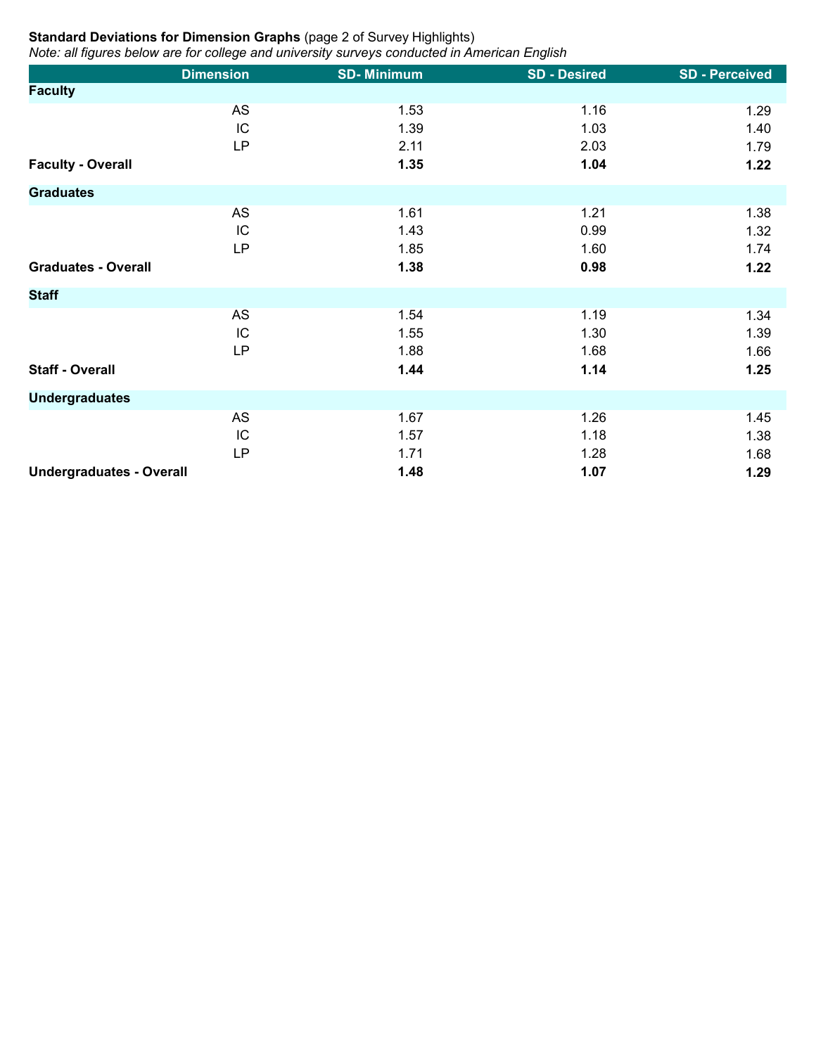**Standard Deviations for Dimension Graphs** (page 2 of Survey Highlights)

*Note: all figures below are for college and university surveys conducted in American English*

| | Dimension | SD- Minimum | SD - Desired | SD - Perceived |
|---|---|---|---|---|
| **Faculty** | | | | |
| | AS | 1.53 | 1.16 | 1.29 |
| | IC | 1.39 | 1.03 | 1.40 |
| | LP | 2.11 | 2.03 | 1.79 |
| **Faculty - Overall** | | **1.35** | **1.04** | **1.22** |
| **Graduates** | | | | |
| | AS | 1.61 | 1.21 | 1.38 |
| | IC | 1.43 | 0.99 | 1.32 |
| | LP | 1.85 | 1.60 | 1.74 |
| **Graduates - Overall** | | **1.38** | **0.98** | **1.22** |
| **Staff** | | | | |
| | AS | 1.54 | 1.19 | 1.34 |
| | IC | 1.55 | 1.30 | 1.39 |
| | LP | 1.88 | 1.68 | 1.66 |
| **Staff - Overall** | | **1.44** | **1.14** | **1.25** |
| **Undergraduates** | | | | |
| | AS | 1.67 | 1.26 | 1.45 |
| | IC | 1.57 | 1.18 | 1.38 |
| | LP | 1.71 | 1.28 | 1.68 |
| **Undergraduates - Overall** | | **1.48** | **1.07** | **1.29** |